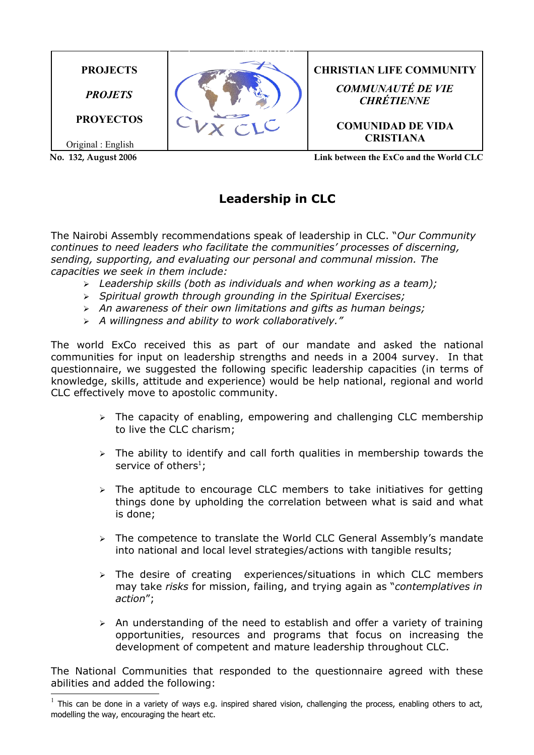| PROJECTS | | CHRISTIAN LIFE COMMUNITY |
|---|---|---|
| *PROJETS* | CVX CLC | *COMMUNAUTÉ DE VIE CHRÉTIENNE* |
| PROYECTOS | | COMUNIDAD DE VIDA CRISTIANA |
| Original : English | | |

**No. 132, August 2006** **Link between the ExCo and the World CLC**

# Leadership in CLC

The Nairobi Assembly recommendations speak of leadership in CLC. "*Our Community continues to need leaders who facilitate the communities' processes of discerning, sending, supporting, and evaluating our personal and communal mission. The capacities we seek in them include:*

- *Leadership skills (both as individuals and when working as a team);*
- *Spiritual growth through grounding in the Spiritual Exercises;*
- *An awareness of their own limitations and gifts as human beings;*
- *A willingness and ability to work collaboratively."*

The world ExCo received this as part of our mandate and asked the national communities for input on leadership strengths and needs in a 2004 survey. In that questionnaire, we suggested the following specific leadership capacities (in terms of knowledge, skills, attitude and experience) would be help national, regional and world CLC effectively move to apostolic community.

- The capacity of enabling, empowering and challenging CLC membership to live the CLC charism;
- The ability to identify and call forth qualities in membership towards the service of others[1];
- The aptitude to encourage CLC members to take initiatives for getting things done by upholding the correlation between what is said and what is done;
- The competence to translate the World CLC General Assembly's mandate into national and local level strategies/actions with tangible results;
- The desire of creating experiences/situations in which CLC members may take *risks* for mission, failing, and trying again as "*contemplatives in action*";
- An understanding of the need to establish and offer a variety of training opportunities, resources and programs that focus on increasing the development of competent and mature leadership throughout CLC.

The National Communities that responded to the questionnaire agreed with these abilities and added the following:

[1] This can be done in a variety of ways e.g. inspired shared vision, challenging the process, enabling others to act, modelling the way, encouraging the heart etc.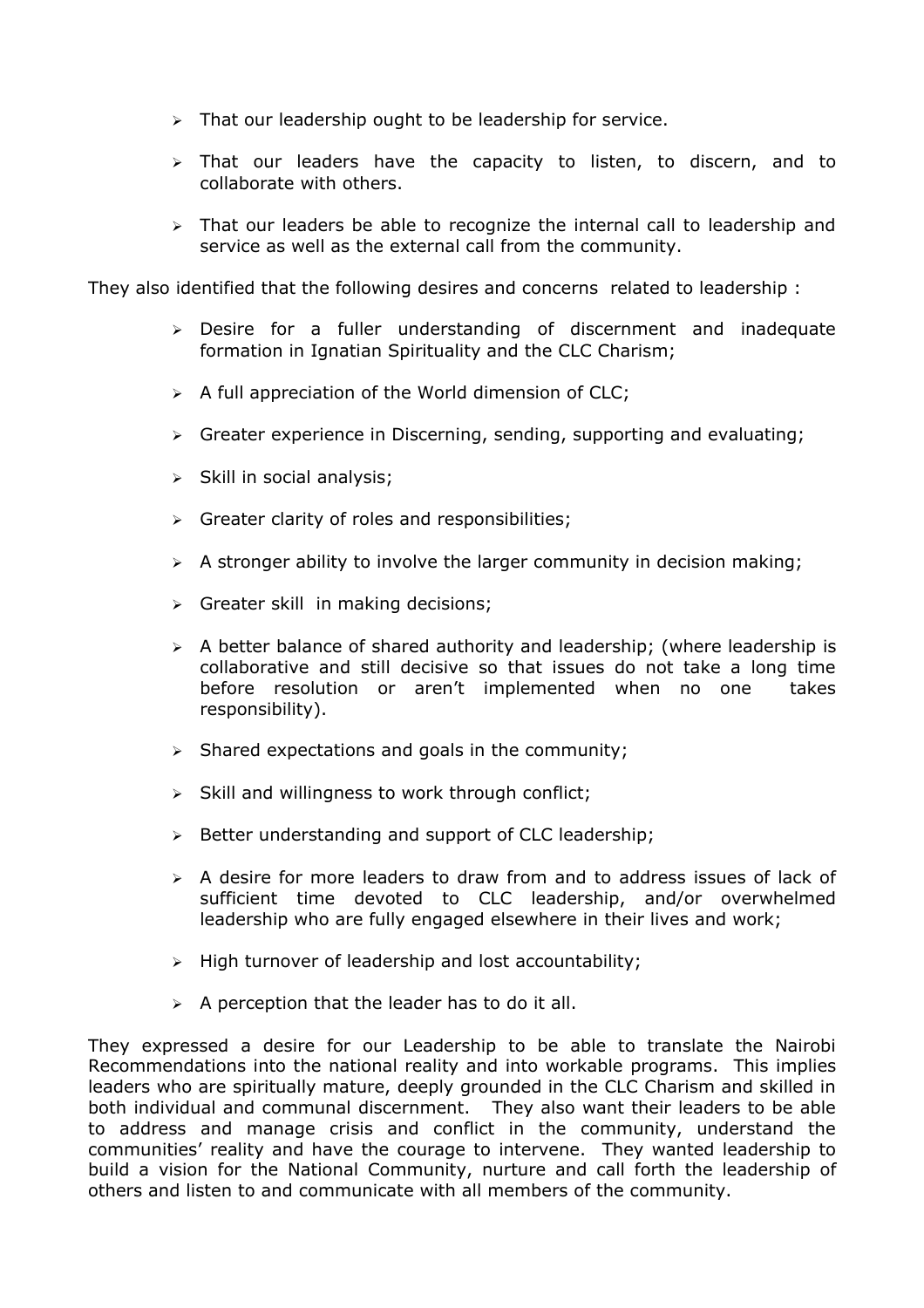- That our leadership ought to be leadership for service.
- That our leaders have the capacity to listen, to discern, and to collaborate with others.
- That our leaders be able to recognize the internal call to leadership and service as well as the external call from the community.

They also identified that the following desires and concerns related to leadership :

- Desire for a fuller understanding of discernment and inadequate formation in Ignatian Spirituality and the CLC Charism;
- A full appreciation of the World dimension of CLC;
- Greater experience in Discerning, sending, supporting and evaluating;
- Skill in social analysis;
- Greater clarity of roles and responsibilities;
- A stronger ability to involve the larger community in decision making;
- Greater skill in making decisions;
- A better balance of shared authority and leadership; (where leadership is collaborative and still decisive so that issues do not take a long time before resolution or aren't implemented when no one takes responsibility).
- Shared expectations and goals in the community;
- Skill and willingness to work through conflict;
- Better understanding and support of CLC leadership;
- A desire for more leaders to draw from and to address issues of lack of sufficient time devoted to CLC leadership, and/or overwhelmed leadership who are fully engaged elsewhere in their lives and work;
- High turnover of leadership and lost accountability;
- A perception that the leader has to do it all.

They expressed a desire for our Leadership to be able to translate the Nairobi Recommendations into the national reality and into workable programs. This implies leaders who are spiritually mature, deeply grounded in the CLC Charism and skilled in both individual and communal discernment. They also want their leaders to be able to address and manage crisis and conflict in the community, understand the communities' reality and have the courage to intervene. They wanted leadership to build a vision for the National Community, nurture and call forth the leadership of others and listen to and communicate with all members of the community.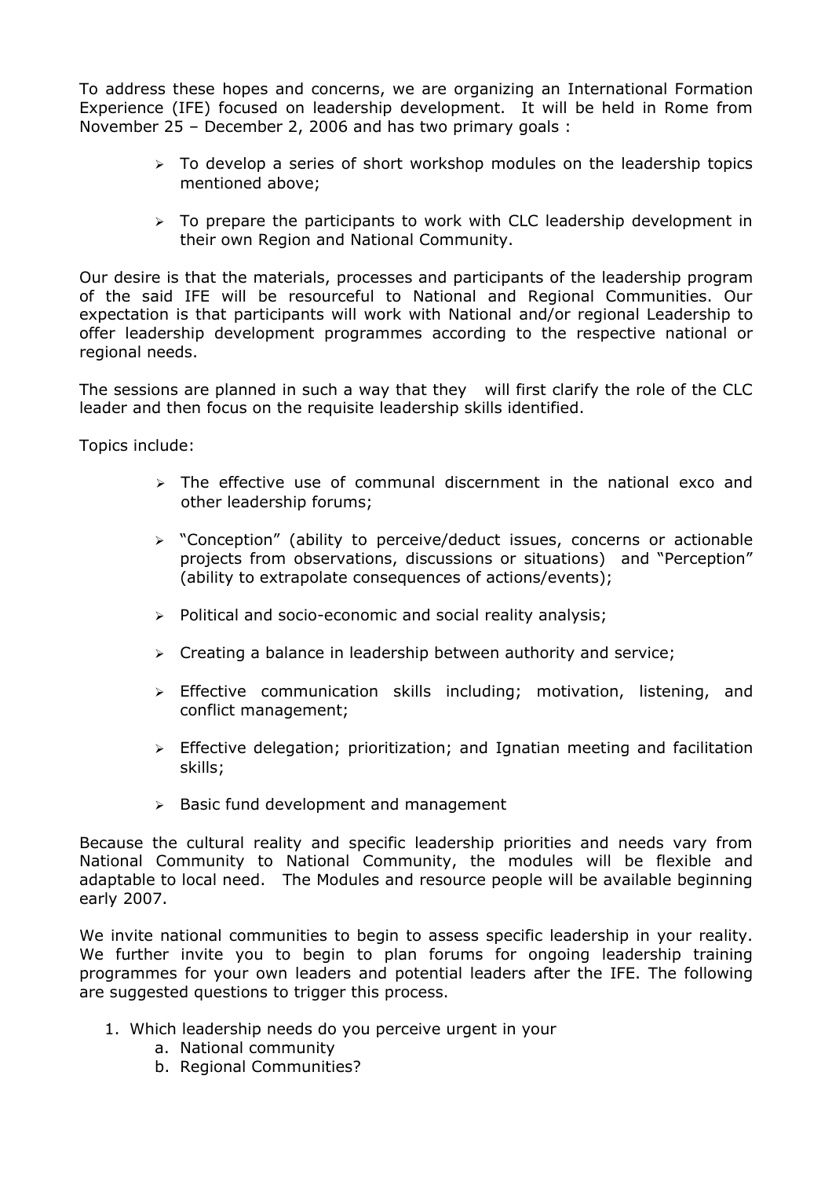To address these hopes and concerns, we are organizing an International Formation Experience (IFE) focused on leadership development. It will be held in Rome from November 25 – December 2, 2006 and has two primary goals :

- To develop a series of short workshop modules on the leadership topics mentioned above;
- To prepare the participants to work with CLC leadership development in their own Region and National Community.

Our desire is that the materials, processes and participants of the leadership program of the said IFE will be resourceful to National and Regional Communities. Our expectation is that participants will work with National and/or regional Leadership to offer leadership development programmes according to the respective national or regional needs.

The sessions are planned in such a way that they will first clarify the role of the CLC leader and then focus on the requisite leadership skills identified.

Topics include:

- The effective use of communal discernment in the national exco and other leadership forums;
- "Conception" (ability to perceive/deduct issues, concerns or actionable projects from observations, discussions or situations) and "Perception" (ability to extrapolate consequences of actions/events);
- Political and socio-economic and social reality analysis;
- Creating a balance in leadership between authority and service;
- Effective communication skills including; motivation, listening, and conflict management;
- Effective delegation; prioritization; and Ignatian meeting and facilitation skills;
- Basic fund development and management

Because the cultural reality and specific leadership priorities and needs vary from National Community to National Community, the modules will be flexible and adaptable to local need. The Modules and resource people will be available beginning early 2007.

We invite national communities to begin to assess specific leadership in your reality. We further invite you to begin to plan forums for ongoing leadership training programmes for your own leaders and potential leaders after the IFE. The following are suggested questions to trigger this process.

1. Which leadership needs do you perceive urgent in your
   a. National community
   b. Regional Communities?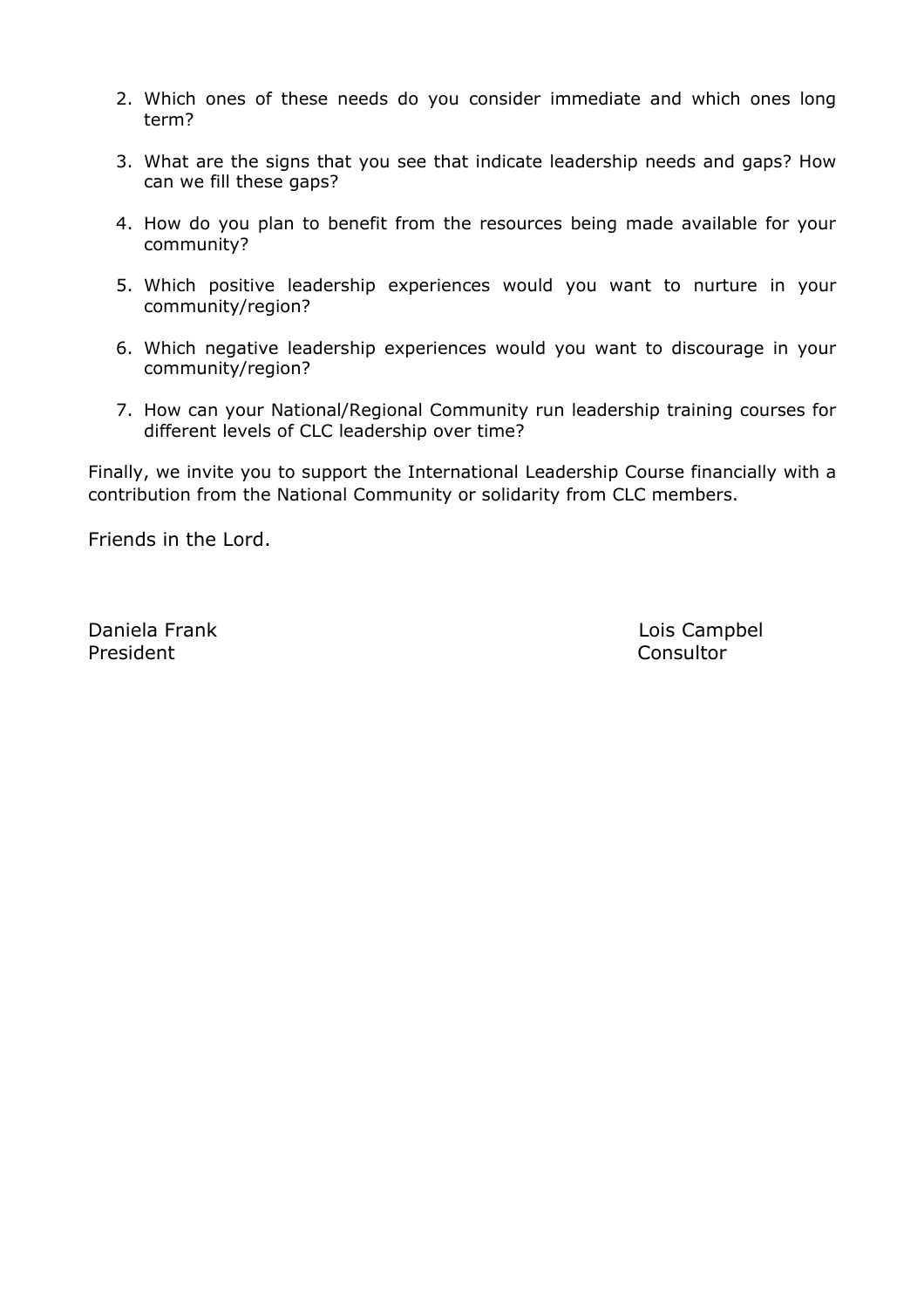2. Which ones of these needs do you consider immediate and which ones long term?

3. What are the signs that you see that indicate leadership needs and gaps? How can we fill these gaps?

4. How do you plan to benefit from the resources being made available for your community?

5. Which positive leadership experiences would you want to nurture in your community/region?

6. Which negative leadership experiences would you want to discourage in your community/region?

7. How can your National/Regional Community run leadership training courses for different levels of CLC leadership over time?

Finally, we invite you to support the International Leadership Course financially with a contribution from the National Community or solidarity from CLC members.

Friends in the Lord.

Daniela Frank
President

Lois Campbel
Consultor